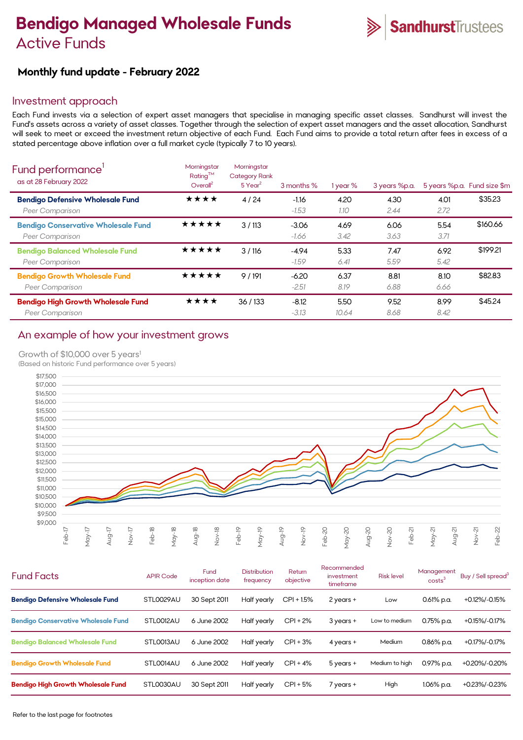# Bendigo Managed Wholesale Funds
## Active Funds

### Monthly fund update - February 2022

## Investment approach

Each Fund invests via a selection of expert asset managers that specialise in managing specific asset classes. Sandhurst will invest the Fund's assets across a variety of asset classes. Together through the selection of expert asset managers and the asset allocation, Sandhurst will seek to meet or exceed the investment return objective of each Fund. Each Fund aims to provide a total return after fees in excess of a stated percentage above inflation over a full market cycle (typically 7 to 10 years).

## Fund performance[1]

as at 28 February 2022

| | Morningstar Rating™ Overall[2] | Morningstar Category Rank 5 Year[2] | 3 months % | 1 year % | 3 years %p.a. | 5 years %p.a. | Fund size $m |
|---|---|---|---|---|---|---|---|
| **Bendigo Defensive Wholesale Fund** | ★★★★ | 4 / 24 | -1.16 | 4.20 | 4.30 | 4.01 | $35.23 |
| *Peer Comparison* | | | *-1.53* | *1.10* | *2.44* | *2.72* | |
| **Bendigo Conservative Wholesale Fund** | ★★★★★ | 3 / 113 | -3.06 | 4.69 | 6.06 | 5.54 | $160.66 |
| *Peer Comparison* | | | *-1.66* | *3.42* | *3.63* | *3.71* | |
| **Bendigo Balanced Wholesale Fund** | ★★★★★ | 3 / 116 | -4.94 | 5.33 | 7.47 | 6.92 | $199.21 |
| *Peer Comparison* | | | *-1.59* | *6.41* | *5.59* | *5.42* | |
| **Bendigo Growth Wholesale Fund** | ★★★★★ | 9 / 191 | -6.20 | 6.37 | 8.81 | 8.10 | $82.83 |
| *Peer Comparison* | | | *-2.51* | *8.19* | *6.88* | *6.66* | |
| **Bendigo High Growth Wholesale Fund** | ★★★★ | 36 / 133 | -8.12 | 5.50 | 9.52 | 8.99 | $45.24 |
| *Peer Comparison* | | | *-3.13* | *10.64* | *8.68* | *8.42* | |

## An example of how your investment grows

Growth of $10,000 over 5 years[1]
(Based on historic Fund performance over 5 years)

## Fund Facts

| | APIR Code | Fund inception date | Distribution frequency | Return objective | Recommended investment timeframe | Risk level | Management costs[3] | Buy / Sell spread[3] |
|---|---|---|---|---|---|---|---|---|
| **Bendigo Defensive Wholesale Fund** | STL0029AU | 30 Sept 2011 | Half yearly | CPI + 1.5% | 2 years + | Low | 0.61% p.a. | +0.12%/-0.15% |
| **Bendigo Conservative Wholesale Fund** | STL0012AU | 6 June 2002 | Half yearly | CPI + 2% | 3 years + | Low to medium | 0.75% p.a. | +0.15%/-0.17% |
| **Bendigo Balanced Wholesale Fund** | STL0013AU | 6 June 2002 | Half yearly | CPI + 3% | 4 years + | Medium | 0.86% p.a. | +0.17%/-0.17% |
| **Bendigo Growth Wholesale Fund** | STL0014AU | 6 June 2002 | Half yearly | CPI + 4% | 5 years + | Medium to high | 0.97% p.a. | +0.20%/-0.20% |
| **Bendigo High Growth Wholesale Fund** | STL0030AU | 30 Sept 2011 | Half yearly | CPI + 5% | 7 years + | High | 1.06% p.a. | +0.23%/-0.23% |

Refer to the last page for footnotes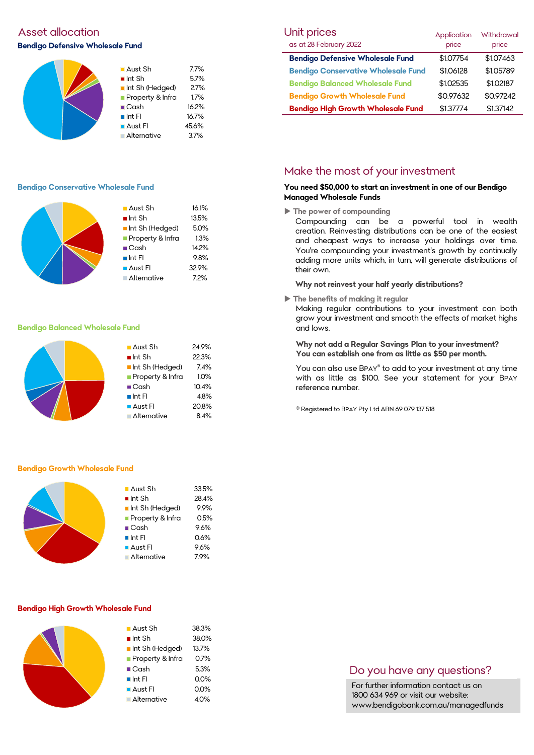## Asset allocation

### Bendigo Defensive Wholesale Fund

| Asset | % |
|---|---|
| Aust Sh | 7.7% |
| Int Sh | 5.7% |
| Int Sh (Hedged) | 2.7% |
| Property & Infra | 1.7% |
| Cash | 16.2% |
| Int FI | 16.7% |
| Aust FI | 45.6% |
| Alternative | 3.7% |

### Bendigo Conservative Wholesale Fund

| Asset | % |
|---|---|
| Aust Sh | 16.1% |
| Int Sh | 13.5% |
| Int Sh (Hedged) | 5.0% |
| Property & Infra | 1.3% |
| Cash | 14.2% |
| Int FI | 9.8% |
| Aust FI | 32.9% |
| Alternative | 7.2% |

### Bendigo Balanced Wholesale Fund

| Asset | % |
|---|---|
| Aust Sh | 24.9% |
| Int Sh | 22.3% |
| Int Sh (Hedged) | 7.4% |
| Property & Infra | 1.0% |
| Cash | 10.4% |
| Int FI | 4.8% |
| Aust FI | 20.8% |
| Alternative | 8.4% |

### Bendigo Growth Wholesale Fund

| Asset | % |
|---|---|
| Aust Sh | 33.5% |
| Int Sh | 28.4% |
| Int Sh (Hedged) | 9.9% |
| Property & Infra | 0.5% |
| Cash | 9.6% |
| Int FI | 0.6% |
| Aust FI | 9.6% |
| Alternative | 7.9% |

### Bendigo High Growth Wholesale Fund

| Asset | % |
|---|---|
| Aust Sh | 38.3% |
| Int Sh | 38.0% |
| Int Sh (Hedged) | 13.7% |
| Property & Infra | 0.7% |
| Cash | 5.3% |
| Int FI | 0.0% |
| Aust FI | 0.0% |
| Alternative | 4.0% |

## Unit prices

as at 28 February 2022

| | Application price | Withdrawal price |
|---|---|---|
| **Bendigo Defensive Wholesale Fund** | $1.07754 | $1.07463 |
| **Bendigo Conservative Wholesale Fund** | $1.06128 | $1.05789 |
| **Bendigo Balanced Wholesale Fund** | $1.02535 | $1.02187 |
| **Bendigo Growth Wholesale Fund** | $0.97632 | $0.97242 |
| **Bendigo High Growth Wholesale Fund** | $1.37774 | $1.37142 |

## Make the most of your investment

**You need $50,000 to start an investment in one of our Bendigo Managed Wholesale Funds**

▶ The power of compounding

Compounding can be a powerful tool in wealth creation. Reinvesting distributions can be one of the easiest and cheapest ways to increase your holdings over time. You're compounding your investment's growth by continually adding more units which, in turn, will generate distributions of their own.

**Why not reinvest your half yearly distributions?**

▶ The benefits of making it regular

Making regular contributions to your investment can both grow your investment and smooth the effects of market highs and lows.

**Why not add a Regular Savings Plan to your investment? You can establish one from as little as $50 per month.**

You can also use BPAY® to add to your investment at any time with as little as $100. See your statement for your BPAY reference number.

® Registered to BPAY Pty Ltd ABN 69 079 137 518

## Do you have any questions?

For further information contact us on 1800 634 969 or visit our website: www.bendigobank.com.au/managedfunds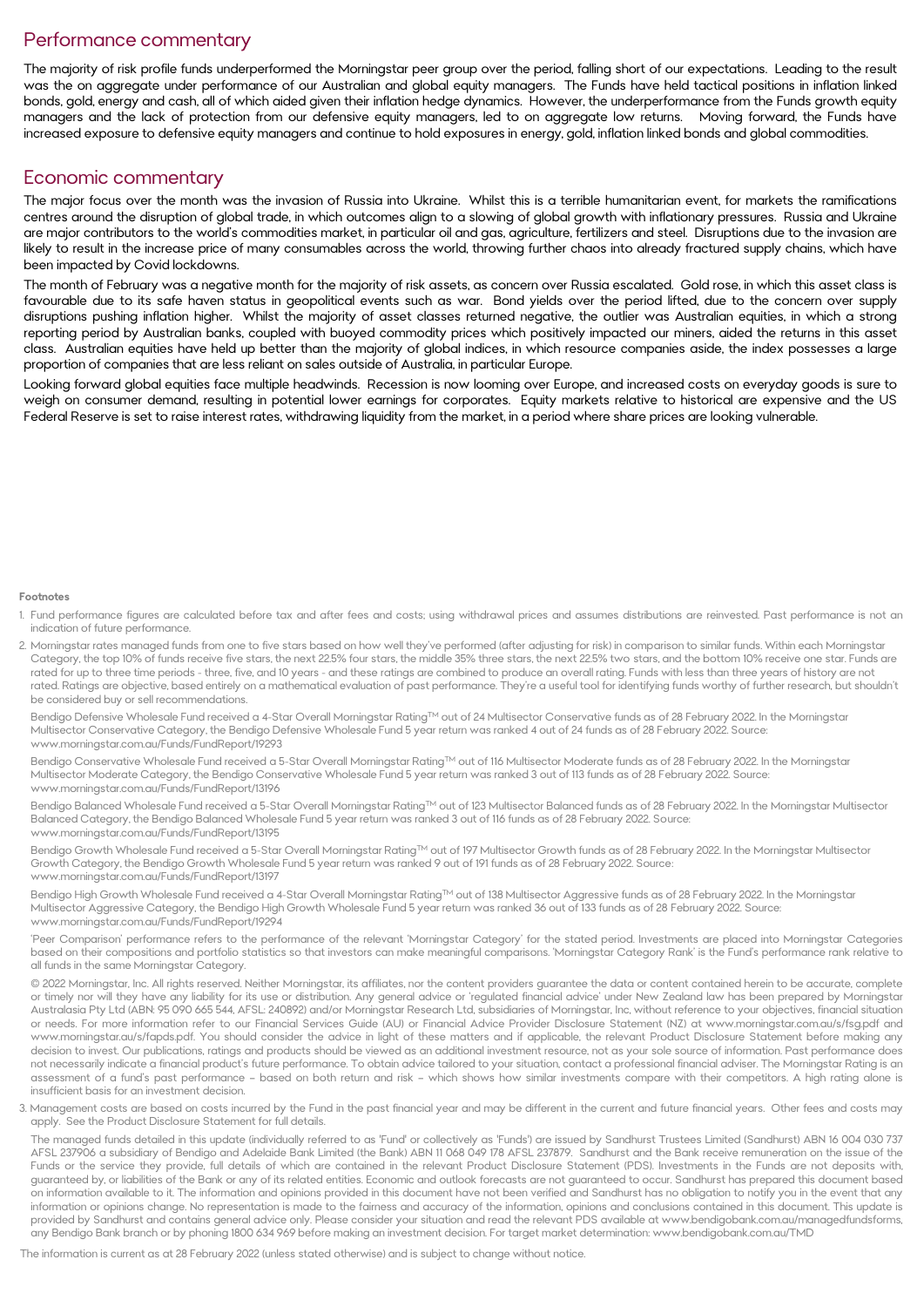## Performance commentary

The majority of risk profile funds underperformed the Morningstar peer group over the period, falling short of our expectations. Leading to the result was the on aggregate under performance of our Australian and global equity managers. The Funds have held tactical positions in inflation linked bonds, gold, energy and cash, all of which aided given their inflation hedge dynamics. However, the underperformance from the Funds growth equity managers and the lack of protection from our defensive equity managers, led to on aggregate low returns. Moving forward, the Funds have increased exposure to defensive equity managers and continue to hold exposures in energy, gold, inflation linked bonds and global commodities.

## Economic commentary

The major focus over the month was the invasion of Russia into Ukraine. Whilst this is a terrible humanitarian event, for markets the ramifications centres around the disruption of global trade, in which outcomes align to a slowing of global growth with inflationary pressures. Russia and Ukraine are major contributors to the world's commodities market, in particular oil and gas, agriculture, fertilizers and steel. Disruptions due to the invasion are likely to result in the increase price of many consumables across the world, throwing further chaos into already fractured supply chains, which have been impacted by Covid lockdowns.

The month of February was a negative month for the majority of risk assets, as concern over Russia escalated. Gold rose, in which this asset class is favourable due to its safe haven status in geopolitical events such as war. Bond yields over the period lifted, due to the concern over supply disruptions pushing inflation higher. Whilst the majority of asset classes returned negative, the outlier was Australian equities, in which a strong reporting period by Australian banks, coupled with buoyed commodity prices which positively impacted our miners, aided the returns in this asset class. Australian equities have held up better than the majority of global indices, in which resource companies aside, the index possesses a large proportion of companies that are less reliant on sales outside of Australia, in particular Europe.

Looking forward global equities face multiple headwinds. Recession is now looming over Europe, and increased costs on everyday goods is sure to weigh on consumer demand, resulting in potential lower earnings for corporates. Equity markets relative to historical are expensive and the US Federal Reserve is set to raise interest rates, withdrawing liquidity from the market, in a period where share prices are looking vulnerable.

**Footnotes**

1. Fund performance figures are calculated before tax and after fees and costs; using withdrawal prices and assumes distributions are reinvested. Past performance is not an indication of future performance.

2. Morningstar rates managed funds from one to five stars based on how well they've performed (after adjusting for risk) in comparison to similar funds. Within each Morningstar Category, the top 10% of funds receive five stars, the next 22.5% four stars, the middle 35% three stars, the next 22.5% two stars, and the bottom 10% receive one star. Funds are rated for up to three time periods - three, five, and 10 years - and these ratings are combined to produce an overall rating. Funds with less than three years of history are not rated. Ratings are objective, based entirely on a mathematical evaluation of past performance. They're a useful tool for identifying funds worthy of further research, but shouldn't be considered buy or sell recommendations.

   Bendigo Defensive Wholesale Fund received a 4-Star Overall Morningstar Rating™ out of 24 Multisector Conservative funds as of 28 February 2022. In the Morningstar Multisector Conservative Category, the Bendigo Defensive Wholesale Fund 5 year return was ranked 4 out of 24 funds as of 28 February 2022. Source: www.morningstar.com.au/Funds/FundReport/19293

   Bendigo Conservative Wholesale Fund received a 5-Star Overall Morningstar Rating™ out of 116 Multisector Moderate funds as of 28 February 2022. In the Morningstar Multisector Moderate Category, the Bendigo Conservative Wholesale Fund 5 year return was ranked 3 out of 113 funds as of 28 February 2022. Source: www.morningstar.com.au/Funds/FundReport/13196

   Bendigo Balanced Wholesale Fund received a 5-Star Overall Morningstar Rating™ out of 123 Multisector Balanced funds as of 28 February 2022. In the Morningstar Multisector Balanced Category, the Bendigo Balanced Wholesale Fund 5 year return was ranked 3 out of 116 funds as of 28 February 2022. Source: www.morningstar.com.au/Funds/FundReport/13195

   Bendigo Growth Wholesale Fund received a 5-Star Overall Morningstar Rating™ out of 197 Multisector Growth funds as of 28 February 2022. In the Morningstar Multisector Growth Category, the Bendigo Growth Wholesale Fund 5 year return was ranked 9 out of 191 funds as of 28 February 2022. Source: www.morningstar.com.au/Funds/FundReport/13197

   Bendigo High Growth Wholesale Fund received a 4-Star Overall Morningstar Rating™ out of 138 Multisector Aggressive funds as of 28 February 2022. In the Morningstar Multisector Aggressive Category, the Bendigo High Growth Wholesale Fund 5 year return was ranked 36 out of 133 funds as of 28 February 2022. Source: www.morningstar.com.au/Funds/FundReport/19294

   'Peer Comparison' performance refers to the performance of the relevant 'Morningstar Category' for the stated period. Investments are placed into Morningstar Categories based on their compositions and portfolio statistics so that investors can make meaningful comparisons. 'Morningstar Category Rank' is the Fund's performance rank relative to all funds in the same Morningstar Category.

   © 2022 Morningstar, Inc. All rights reserved. Neither Morningstar, its affiliates, nor the content providers guarantee the data or content contained herein to be accurate, complete or timely nor will they have any liability for its use or distribution. Any general advice or 'regulated financial advice' under New Zealand law has been prepared by Morningstar Australasia Pty Ltd (ABN: 95 090 665 544, AFSL: 240892) and/or Morningstar Research Ltd, subsidiaries of Morningstar, Inc, without reference to your objectives, financial situation or needs. For more information refer to our Financial Services Guide (AU) or Financial Advice Provider Disclosure Statement (NZ) at www.morningstar.com.au/s/fsg.pdf and www.morningstar.au/s/fapds.pdf. You should consider the advice in light of these matters and if applicable, the relevant Product Disclosure Statement before making any decision to invest. Our publications, ratings and products should be viewed as an additional investment resource, not as your sole source of information. Past performance does not necessarily indicate a financial product's future performance. To obtain advice tailored to your situation, contact a professional financial adviser. The Morningstar Rating is an assessment of a fund's past performance – based on both return and risk – which shows how similar investments compare with their competitors. A high rating alone is insufficient basis for an investment decision.

3. Management costs are based on costs incurred by the Fund in the past financial year and may be different in the current and future financial years. Other fees and costs may apply. See the Product Disclosure Statement for full details.

   The managed funds detailed in this update (individually referred to as 'Fund' or collectively as 'Funds') are issued by Sandhurst Trustees Limited (Sandhurst) ABN 16 004 030 737 AFSL 237906 a subsidiary of Bendigo and Adelaide Bank Limited (the Bank) ABN 11 068 049 178 AFSL 237879. Sandhurst and the Bank receive remuneration on the issue of the Funds or the service they provide, full details of which are contained in the relevant Product Disclosure Statement (PDS). Investments in the Funds are not deposits with, guaranteed by, or liabilities of the Bank or any of its related entities. Economic and outlook forecasts are not guaranteed to occur. Sandhurst has prepared this document based on information available to it. The information and opinions provided in this document have not been verified and Sandhurst has no obligation to notify you in the event that any information or opinions change. No representation is made to the fairness and accuracy of the information, opinions and conclusions contained in this document. This update is provided by Sandhurst and contains general advice only. Please consider your situation and read the relevant PDS available at www.bendigobank.com.au/managedfundsforms, any Bendigo Bank branch or by phoning 1800 634 969 before making an investment decision. For target market determination: www.bendigobank.com.au/TMD

The information is current as at 28 February 2022 (unless stated otherwise) and is subject to change without notice.